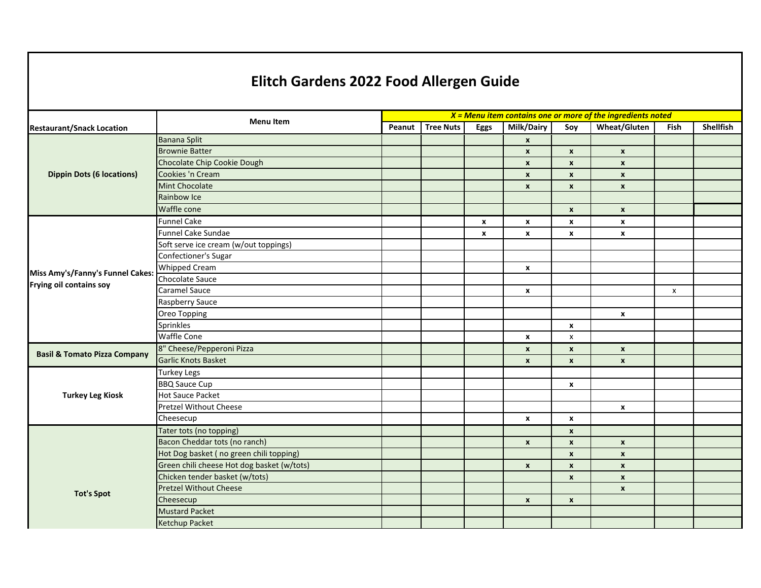# Elitch Gardens 2022 Food Allergen Guide

| Restaurant/Snack Location | Menu Item | X = Menu item contains one or more of the ingredients noted | | | | | | | |
|---|---|---|---|---|---|---|---|---|---|
| | | Peanut | Tree Nuts | Eggs | Milk/Dairy | Soy | Wheat/Gluten | Fish | Shellfish |
| Dippin Dots (6 locations) | Banana Split | | | | x | | | | |
| | Brownie Batter | | | | x | x | x | | |
| | Chocolate Chip Cookie Dough | | | | x | x | x | | |
| | Cookies 'n Cream | | | | x | x | x | | |
| | Mint Chocolate | | | | x | x | x | | |
| | Rainbow Ice | | | | | | | | |
| | Waffle cone | | | | | x | x | | |
| Miss Amy's/Fanny's Funnel Cakes: Frying oil contains soy | Funnel Cake | | | x | x | x | x | | |
| | Funnel Cake Sundae | | | x | x | x | x | | |
| | Soft serve ice cream (w/out toppings) | | | | | | | | |
| | Confectioner's Sugar | | | | | | | | |
| | Whipped Cream | | | | x | | | | |
| | Chocolate Sauce | | | | | | | | |
| | Caramel Sauce | | | | x | | | x | |
| | Raspberry Sauce | | | | | | | | |
| | Oreo Topping | | | | | | x | | |
| | Sprinkles | | | | | x | | | |
| | Waffle Cone | | | | x | x | | | |
| Basil & Tomato Pizza Company | 8" Cheese/Pepperoni Pizza | | | | x | x | x | | |
| | Garlic Knots Basket | | | | x | x | x | | |
| Turkey Leg Kiosk | Turkey Legs | | | | | | | | |
| | BBQ Sauce Cup | | | | | x | | | |
| | Hot Sauce Packet | | | | | | | | |
| | Pretzel Without Cheese | | | | | | x | | |
| | Cheesecup | | | | x | x | | | |
| Tot's Spot | Tater tots (no topping) | | | | | x | | | |
| | Bacon Cheddar tots (no ranch) | | | | x | x | x | | |
| | Hot Dog basket ( no green chili topping) | | | | | x | x | | |
| | Green chili cheese Hot dog basket (w/tots) | | | | x | x | x | | |
| | Chicken tender basket (w/tots) | | | | | x | x | | |
| | Pretzel Without Cheese | | | | | | x | | |
| | Cheesecup | | | | x | x | | | |
| | Mustard Packet | | | | | | | | |
| | Ketchup Packet | | | | | | | | |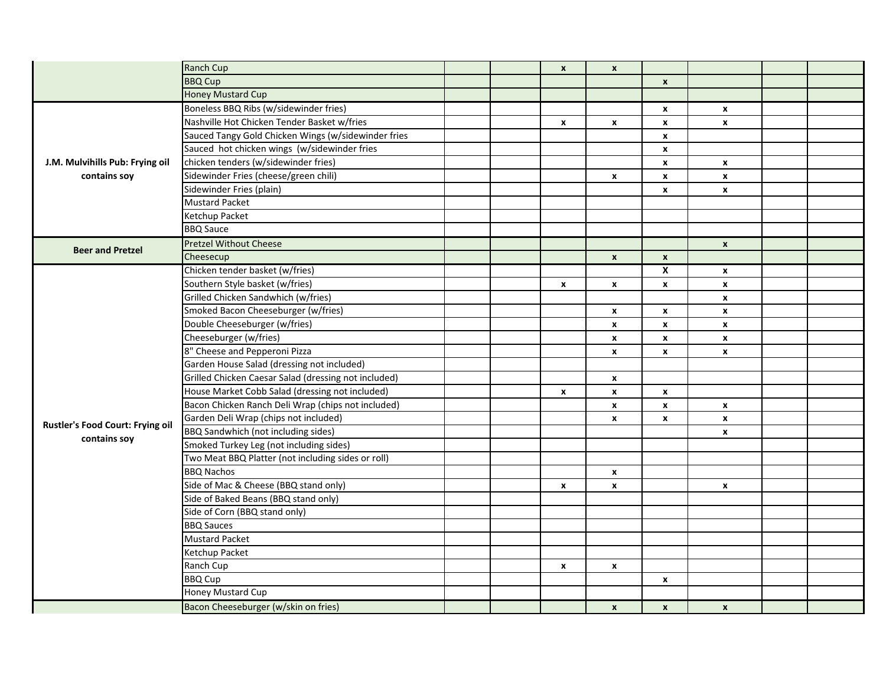| | | | | | | | | | |
|---|---|---|---|---|---|---|---|---|---|
| | Ranch Cup | | | x | x | | | | |
| | BBQ Cup | | | | | x | | | |
| | Honey Mustard Cup | | | | | | | | |
| **J.M. Mulvihills Pub: Frying oil contains soy** | Boneless BBQ Ribs (w/sidewinder fries) | | | | | x | x | | |
| | Nashville Hot Chicken Tender Basket w/fries | | | x | x | x | x | | |
| | Sauced Tangy Gold Chicken Wings (w/sidewinder fries | | | | | x | | | |
| | Sauced hot chicken wings (w/sidewinder fries | | | | | x | | | |
| | chicken tenders (w/sidewinder fries) | | | | | x | x | | |
| | Sidewinder Fries (cheese/green chili) | | | | x | x | x | | |
| | Sidewinder Fries (plain) | | | | | x | x | | |
| | Mustard Packet | | | | | | | | |
| | Ketchup Packet | | | | | | | | |
| | BBQ Sauce | | | | | | | | |
| **Beer and Pretzel** | Pretzel Without Cheese | | | | | | x | | |
| | Cheesecup | | | | x | x | | | |
| **Rustler's Food Court: Frying oil contains soy** | Chicken tender basket (w/fries) | | | | | X | x | | |
| | Southern Style basket (w/fries) | | | x | x | x | x | | |
| | Grilled Chicken Sandwhich (w/fries) | | | | | | x | | |
| | Smoked Bacon Cheeseburger (w/fries) | | | | x | x | x | | |
| | Double Cheeseburger (w/fries) | | | | x | x | x | | |
| | Cheeseburger (w/fries) | | | | x | x | x | | |
| | 8" Cheese and Pepperoni Pizza | | | | x | x | x | | |
| | Garden House Salad (dressing not included) | | | | | | | | |
| | Grilled Chicken Caesar Salad (dressing not included) | | | | x | | | | |
| | House Market Cobb Salad (dressing not included) | | | x | x | x | | | |
| | Bacon Chicken Ranch Deli Wrap (chips not included) | | | | x | x | x | | |
| | Garden Deli Wrap (chips not included) | | | | x | x | x | | |
| | BBQ Sandwhich (not including sides) | | | | | | x | | |
| | Smoked Turkey Leg (not including sides) | | | | | | | | |
| | Two Meat BBQ Platter (not including sides or roll) | | | | | | | | |
| | BBQ Nachos | | | | x | | | | |
| | Side of Mac & Cheese (BBQ stand only) | | | x | x | | x | | |
| | Side of Baked Beans (BBQ stand only) | | | | | | | | |
| | Side of Corn (BBQ stand only) | | | | | | | | |
| | BBQ Sauces | | | | | | | | |
| | Mustard Packet | | | | | | | | |
| | Ketchup Packet | | | | | | | | |
| | Ranch Cup | | | x | x | | | | |
| | BBQ Cup | | | | | x | | | |
| | Honey Mustard Cup | | | | | | | | |
| | Bacon Cheeseburger (w/skin on fries) | | | | x | x | x | | |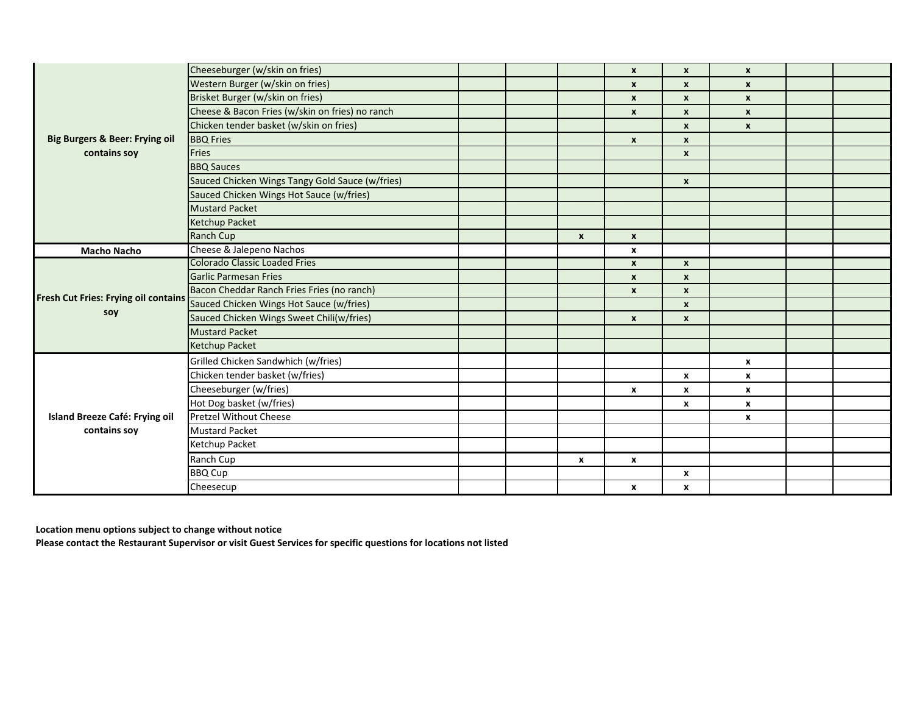| | | | | | | | | | |
|---|---|---|---|---|---|---|---|---|---|
| Big Burgers & Beer: Frying oil contains soy | Cheeseburger (w/skin on fries) | | | | x | x | x | | |
| | Western Burger (w/skin on fries) | | | | x | x | x | | |
| | Brisket Burger (w/skin on fries) | | | | x | x | x | | |
| | Cheese & Bacon Fries (w/skin on fries) no ranch | | | | x | x | x | | |
| | Chicken tender basket (w/skin on fries) | | | | | x | x | | |
| | BBQ Fries | | | | x | x | | | |
| | Fries | | | | | x | | | |
| | BBQ Sauces | | | | | | | | |
| | Sauced Chicken Wings Tangy Gold Sauce (w/fries) | | | | | x | | | |
| | Sauced Chicken Wings Hot Sauce (w/fries) | | | | | | | | |
| | Mustard Packet | | | | | | | | |
| | Ketchup Packet | | | | | | | | |
| | Ranch Cup | | | x | x | | | | |
| Macho Nacho | Cheese & Jalepeno Nachos | | | | x | | | | |
| Fresh Cut Fries: Frying oil contains soy | Colorado Classic Loaded Fries | | | | x | x | | | |
| | Garlic Parmesan Fries | | | | x | x | | | |
| | Bacon Cheddar Ranch Fries Fries (no ranch) | | | | x | x | | | |
| | Sauced Chicken Wings Hot Sauce (w/fries) | | | | | x | | | |
| | Sauced Chicken Wings Sweet Chili(w/fries) | | | | x | x | | | |
| | Mustard Packet | | | | | | | | |
| | Ketchup Packet | | | | | | | | |
| Island Breeze Café: Frying oil contains soy | Grilled Chicken Sandwhich (w/fries) | | | | | | x | | |
| | Chicken tender basket (w/fries) | | | | | x | x | | |
| | Cheeseburger (w/fries) | | | | x | x | x | | |
| | Hot Dog basket (w/fries) | | | | | x | x | | |
| | Pretzel Without Cheese | | | | | | x | | |
| | Mustard Packet | | | | | | | | |
| | Ketchup Packet | | | | | | | | |
| | Ranch Cup | | | x | x | | | | |
| | BBQ Cup | | | | | x | | | |
| | Cheesecup | | | | x | x | | | |

**Location menu options subject to change without notice**
**Please contact the Restaurant Supervisor or visit Guest Services for specific questions for locations not listed**